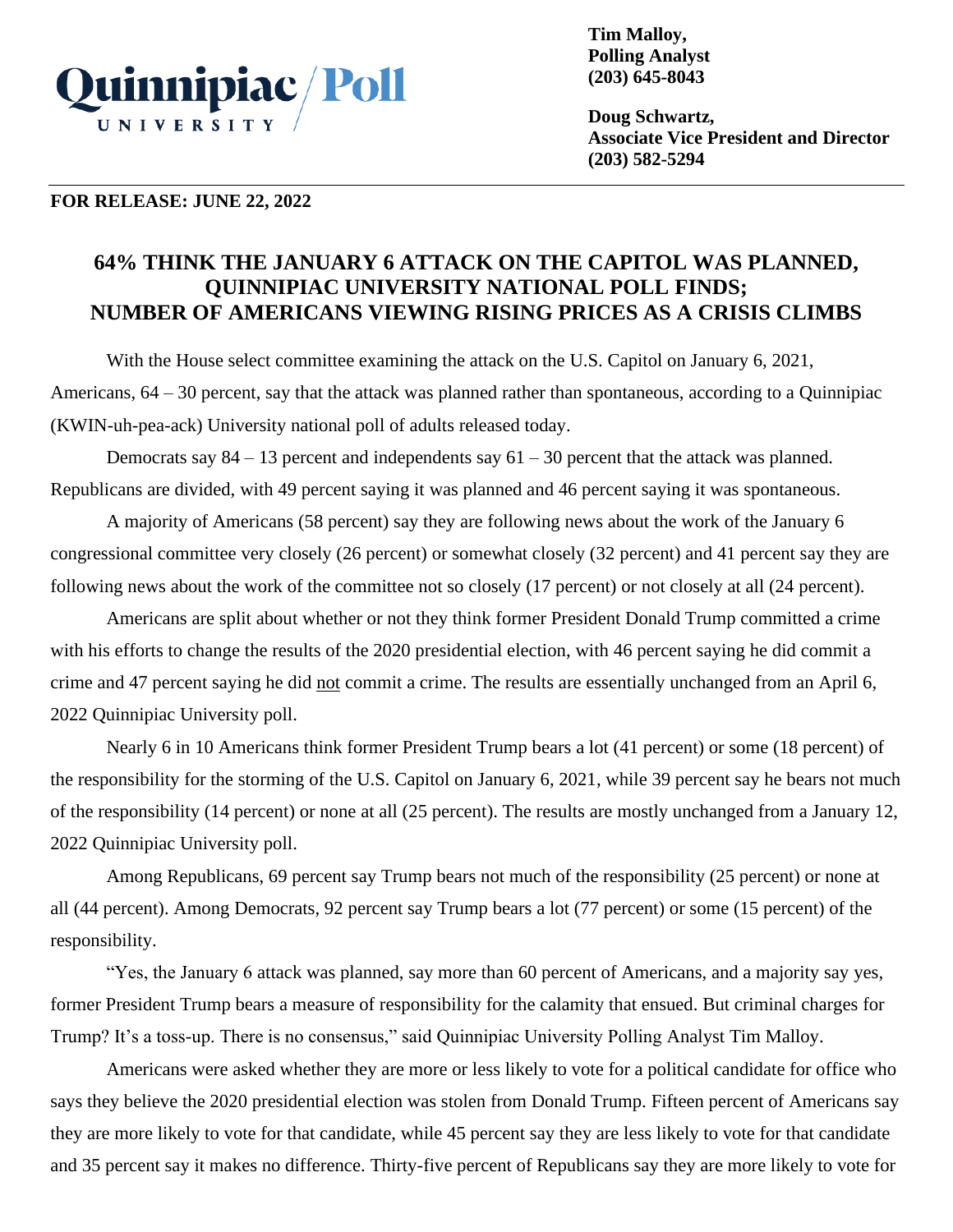Quinnipiac University / Poll

**Tim Malloy,**
**Polling Analyst**
**(203) 645-8043**

**Doug Schwartz,**
**Associate Vice President and Director**
**(203) 582-5294**

**FOR RELEASE: JUNE 22, 2022**

# 64% THINK THE JANUARY 6 ATTACK ON THE CAPITOL WAS PLANNED, QUINNIPIAC UNIVERSITY NATIONAL POLL FINDS; NUMBER OF AMERICANS VIEWING RISING PRICES AS A CRISIS CLIMBS

With the House select committee examining the attack on the U.S. Capitol on January 6, 2021, Americans, 64 – 30 percent, say that the attack was planned rather than spontaneous, according to a Quinnipiac (KWIN-uh-pea-ack) University national poll of adults released today.

Democrats say 84 – 13 percent and independents say 61 – 30 percent that the attack was planned. Republicans are divided, with 49 percent saying it was planned and 46 percent saying it was spontaneous.

A majority of Americans (58 percent) say they are following news about the work of the January 6 congressional committee very closely (26 percent) or somewhat closely (32 percent) and 41 percent say they are following news about the work of the committee not so closely (17 percent) or not closely at all (24 percent).

Americans are split about whether or not they think former President Donald Trump committed a crime with his efforts to change the results of the 2020 presidential election, with 46 percent saying he did commit a crime and 47 percent saying he did not commit a crime. The results are essentially unchanged from an April 6, 2022 Quinnipiac University poll.

Nearly 6 in 10 Americans think former President Trump bears a lot (41 percent) or some (18 percent) of the responsibility for the storming of the U.S. Capitol on January 6, 2021, while 39 percent say he bears not much of the responsibility (14 percent) or none at all (25 percent). The results are mostly unchanged from a January 12, 2022 Quinnipiac University poll.

Among Republicans, 69 percent say Trump bears not much of the responsibility (25 percent) or none at all (44 percent). Among Democrats, 92 percent say Trump bears a lot (77 percent) or some (15 percent) of the responsibility.

"Yes, the January 6 attack was planned, say more than 60 percent of Americans, and a majority say yes, former President Trump bears a measure of responsibility for the calamity that ensued. But criminal charges for Trump? It's a toss-up. There is no consensus," said Quinnipiac University Polling Analyst Tim Malloy.

Americans were asked whether they are more or less likely to vote for a political candidate for office who says they believe the 2020 presidential election was stolen from Donald Trump. Fifteen percent of Americans say they are more likely to vote for that candidate, while 45 percent say they are less likely to vote for that candidate and 35 percent say it makes no difference. Thirty-five percent of Republicans say they are more likely to vote for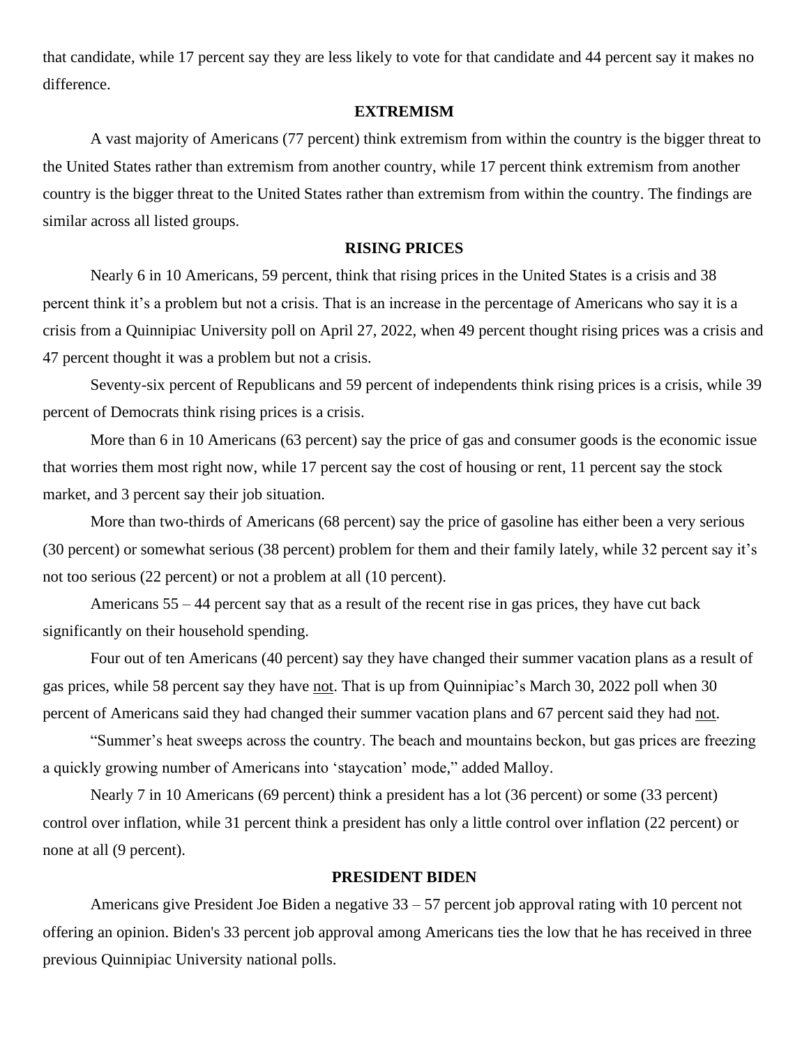that candidate, while 17 percent say they are less likely to vote for that candidate and 44 percent say it makes no difference.

## EXTREMISM

A vast majority of Americans (77 percent) think extremism from within the country is the bigger threat to the United States rather than extremism from another country, while 17 percent think extremism from another country is the bigger threat to the United States rather than extremism from within the country. The findings are similar across all listed groups.

## RISING PRICES

Nearly 6 in 10 Americans, 59 percent, think that rising prices in the United States is a crisis and 38 percent think it's a problem but not a crisis. That is an increase in the percentage of Americans who say it is a crisis from a Quinnipiac University poll on April 27, 2022, when 49 percent thought rising prices was a crisis and 47 percent thought it was a problem but not a crisis.

Seventy-six percent of Republicans and 59 percent of independents think rising prices is a crisis, while 39 percent of Democrats think rising prices is a crisis.

More than 6 in 10 Americans (63 percent) say the price of gas and consumer goods is the economic issue that worries them most right now, while 17 percent say the cost of housing or rent, 11 percent say the stock market, and 3 percent say their job situation.

More than two-thirds of Americans (68 percent) say the price of gasoline has either been a very serious (30 percent) or somewhat serious (38 percent) problem for them and their family lately, while 32 percent say it's not too serious (22 percent) or not a problem at all (10 percent).

Americans 55 – 44 percent say that as a result of the recent rise in gas prices, they have cut back significantly on their household spending.

Four out of ten Americans (40 percent) say they have changed their summer vacation plans as a result of gas prices, while 58 percent say they have not. That is up from Quinnipiac's March 30, 2022 poll when 30 percent of Americans said they had changed their summer vacation plans and 67 percent said they had not.

"Summer's heat sweeps across the country. The beach and mountains beckon, but gas prices are freezing a quickly growing number of Americans into 'staycation' mode," added Malloy.

Nearly 7 in 10 Americans (69 percent) think a president has a lot (36 percent) or some (33 percent) control over inflation, while 31 percent think a president has only a little control over inflation (22 percent) or none at all (9 percent).

## PRESIDENT BIDEN

Americans give President Joe Biden a negative 33 – 57 percent job approval rating with 10 percent not offering an opinion. Biden's 33 percent job approval among Americans ties the low that he has received in three previous Quinnipiac University national polls.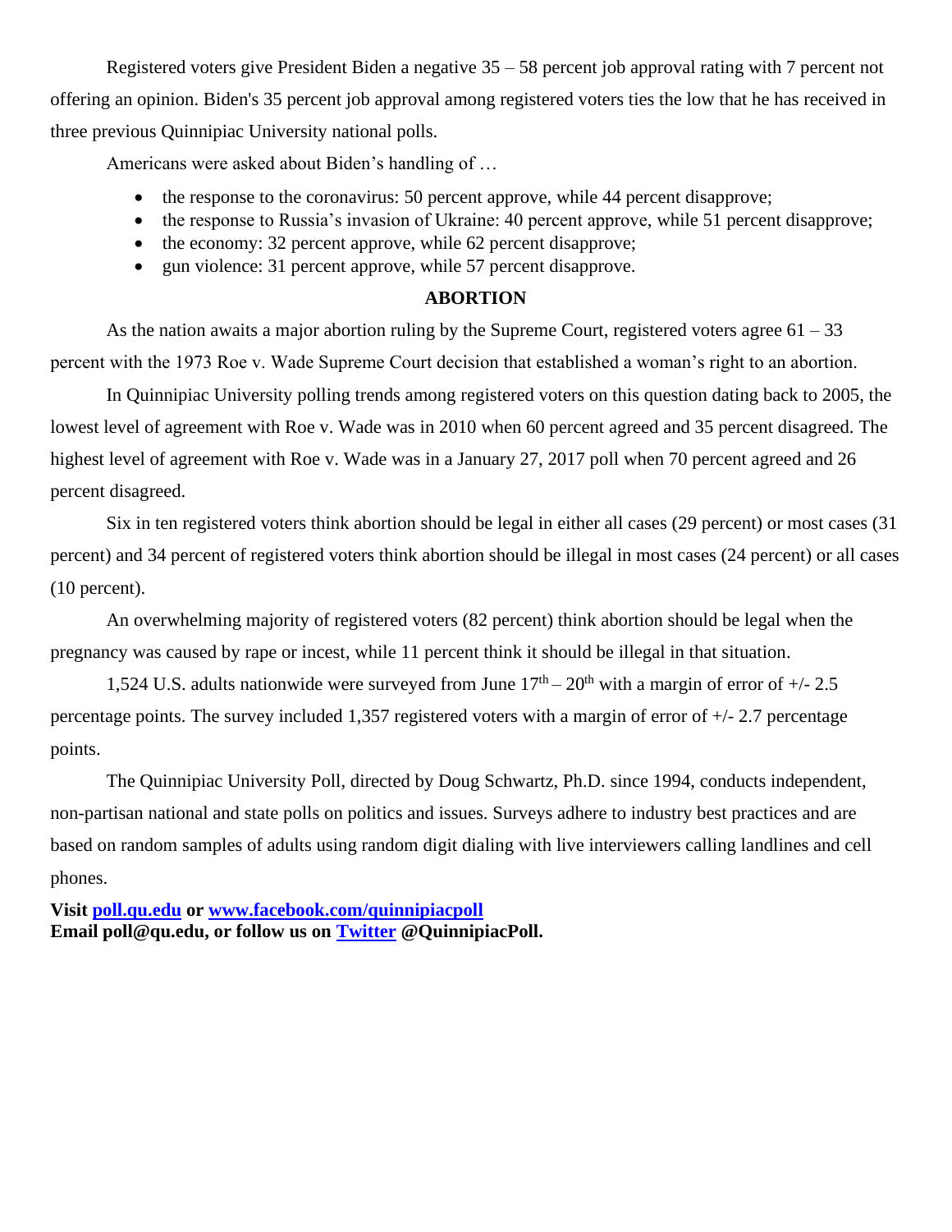Registered voters give President Biden a negative 35 – 58 percent job approval rating with 7 percent not offering an opinion. Biden's 35 percent job approval among registered voters ties the low that he has received in three previous Quinnipiac University national polls.

Americans were asked about Biden's handling of …

- the response to the coronavirus: 50 percent approve, while 44 percent disapprove;
- the response to Russia's invasion of Ukraine: 40 percent approve, while 51 percent disapprove;
- the economy: 32 percent approve, while 62 percent disapprove;
- gun violence: 31 percent approve, while 57 percent disapprove.

## ABORTION

As the nation awaits a major abortion ruling by the Supreme Court, registered voters agree 61 – 33 percent with the 1973 Roe v. Wade Supreme Court decision that established a woman's right to an abortion.

In Quinnipiac University polling trends among registered voters on this question dating back to 2005, the lowest level of agreement with Roe v. Wade was in 2010 when 60 percent agreed and 35 percent disagreed. The highest level of agreement with Roe v. Wade was in a January 27, 2017 poll when 70 percent agreed and 26 percent disagreed.

Six in ten registered voters think abortion should be legal in either all cases (29 percent) or most cases (31 percent) and 34 percent of registered voters think abortion should be illegal in most cases (24 percent) or all cases (10 percent).

An overwhelming majority of registered voters (82 percent) think abortion should be legal when the pregnancy was caused by rape or incest, while 11 percent think it should be illegal in that situation.

1,524 U.S. adults nationwide were surveyed from June 17th – 20th with a margin of error of +/- 2.5 percentage points. The survey included 1,357 registered voters with a margin of error of +/- 2.7 percentage points.

The Quinnipiac University Poll, directed by Doug Schwartz, Ph.D. since 1994, conducts independent, non-partisan national and state polls on politics and issues. Surveys adhere to industry best practices and are based on random samples of adults using random digit dialing with live interviewers calling landlines and cell phones.

**Visit poll.qu.edu or www.facebook.com/quinnipiacpoll**
**Email poll@qu.edu, or follow us on Twitter @QuinnipiacPoll.**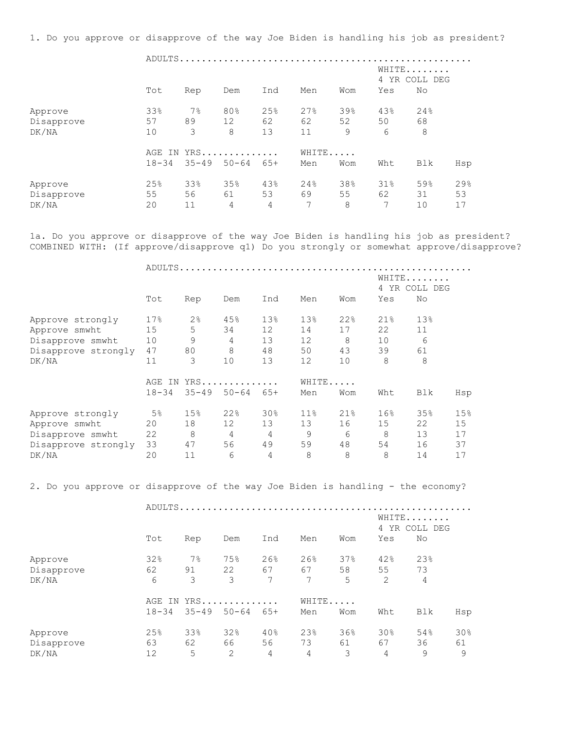1. Do you approve or disapprove of the way Joe Biden is handling his job as president?

| | ADULTS | | | | | | | |
|---|---|---|---|---|---|---|---|---|
| | | | | | | | WHITE 4 YR COLL DEG | |
| | Tot | Rep | Dem | Ind | Men | Wom | Yes | No |
| Approve | 33% | 7% | 80% | 25% | 27% | 39% | 43% | 24% |
| Disapprove | 57 | 89 | 12 | 62 | 62 | 52 | 50 | 68 |
| DK/NA | 10 | 3 | 8 | 13 | 11 | 9 | 6 | 8 |

| | AGE IN YRS | | | | WHITE | | | | |
|---|---|---|---|---|---|---|---|---|---|
| | 18-34 | 35-49 | 50-64 | 65+ | Men | Wom | Wht | Blk | Hsp |
| Approve | 25% | 33% | 35% | 43% | 24% | 38% | 31% | 59% | 29% |
| Disapprove | 55 | 56 | 61 | 53 | 69 | 55 | 62 | 31 | 53 |
| DK/NA | 20 | 11 | 4 | 4 | 7 | 8 | 7 | 10 | 17 |

1a. Do you approve or disapprove of the way Joe Biden is handling his job as president? COMBINED WITH: (If approve/disapprove q1) Do you strongly or somewhat approve/disapprove?

| | ADULTS | | | | | | | |
|---|---|---|---|---|---|---|---|---|
| | | | | | | | WHITE 4 YR COLL DEG | |
| | Tot | Rep | Dem | Ind | Men | Wom | Yes | No |
| Approve strongly | 17% | 2% | 45% | 13% | 13% | 22% | 21% | 13% |
| Approve smwht | 15 | 5 | 34 | 12 | 14 | 17 | 22 | 11 |
| Disapprove smwht | 10 | 9 | 4 | 13 | 12 | 8 | 10 | 6 |
| Disapprove strongly | 47 | 80 | 8 | 48 | 50 | 43 | 39 | 61 |
| DK/NA | 11 | 3 | 10 | 13 | 12 | 10 | 8 | 8 |

| | AGE IN YRS | | | | WHITE | | | | |
|---|---|---|---|---|---|---|---|---|---|
| | 18-34 | 35-49 | 50-64 | 65+ | Men | Wom | Wht | Blk | Hsp |
| Approve strongly | 5% | 15% | 22% | 30% | 11% | 21% | 16% | 35% | 15% |
| Approve smwht | 20 | 18 | 12 | 13 | 13 | 16 | 15 | 22 | 15 |
| Disapprove smwht | 22 | 8 | 4 | 4 | 9 | 6 | 8 | 13 | 17 |
| Disapprove strongly | 33 | 47 | 56 | 49 | 59 | 48 | 54 | 16 | 37 |
| DK/NA | 20 | 11 | 6 | 4 | 8 | 8 | 8 | 14 | 17 |

2. Do you approve or disapprove of the way Joe Biden is handling - the economy?

| | ADULTS | | | | | | | |
|---|---|---|---|---|---|---|---|---|
| | | | | | | | WHITE 4 YR COLL DEG | |
| | Tot | Rep | Dem | Ind | Men | Wom | Yes | No |
| Approve | 32% | 7% | 75% | 26% | 26% | 37% | 42% | 23% |
| Disapprove | 62 | 91 | 22 | 67 | 67 | 58 | 55 | 73 |
| DK/NA | 6 | 3 | 3 | 7 | 7 | 5 | 2 | 4 |

| | AGE IN YRS | | | | WHITE | | | | |
|---|---|---|---|---|---|---|---|---|---|
| | 18-34 | 35-49 | 50-64 | 65+ | Men | Wom | Wht | Blk | Hsp |
| Approve | 25% | 33% | 32% | 40% | 23% | 36% | 30% | 54% | 30% |
| Disapprove | 63 | 62 | 66 | 56 | 73 | 61 | 67 | 36 | 61 |
| DK/NA | 12 | 5 | 2 | 4 | 4 | 3 | 4 | 9 | 9 |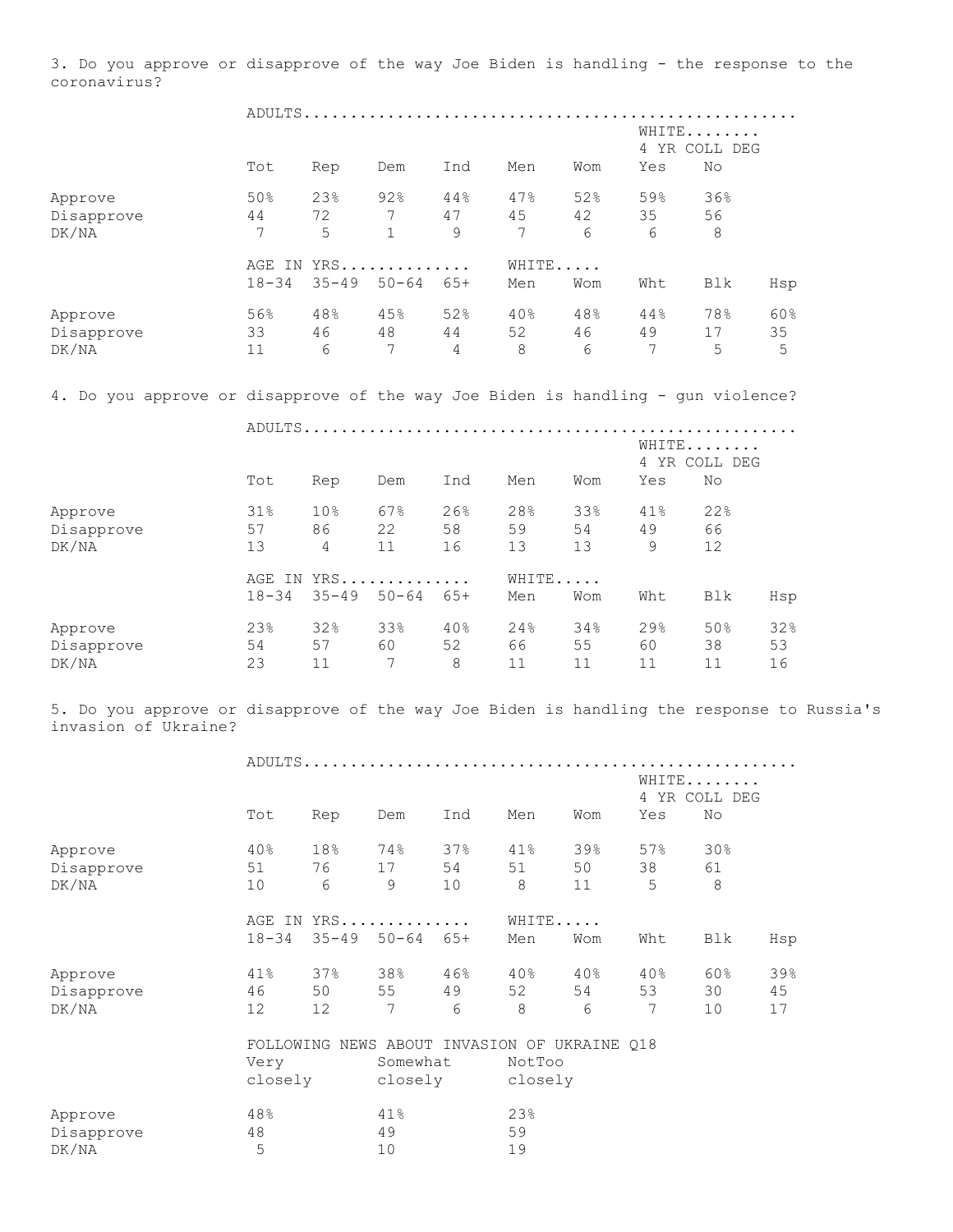3. Do you approve or disapprove of the way Joe Biden is handling - the response to the coronavirus?

| | ADULTS | | | | | | WHITE 4 YR COLL DEG | |
|---|---|---|---|---|---|---|---|---|
| | Tot | Rep | Dem | Ind | Men | Wom | Yes | No |
| Approve | 50% | 23% | 92% | 44% | 47% | 52% | 59% | 36% |
| Disapprove | 44 | 72 | 7 | 47 | 45 | 42 | 35 | 56 |
| DK/NA | 7 | 5 | 1 | 9 | 7 | 6 | 6 | 8 |

| | AGE IN YRS | | | | WHITE | | | | |
|---|---|---|---|---|---|---|---|---|---|
| | 18-34 | 35-49 | 50-64 | 65+ | Men | Wom | Wht | Blk | Hsp |
| Approve | 56% | 48% | 45% | 52% | 40% | 48% | 44% | 78% | 60% |
| Disapprove | 33 | 46 | 48 | 44 | 52 | 46 | 49 | 17 | 35 |
| DK/NA | 11 | 6 | 7 | 4 | 8 | 6 | 7 | 5 | 5 |

4. Do you approve or disapprove of the way Joe Biden is handling - gun violence?

| | ADULTS | | | | | | WHITE 4 YR COLL DEG | |
|---|---|---|---|---|---|---|---|---|
| | Tot | Rep | Dem | Ind | Men | Wom | Yes | No |
| Approve | 31% | 10% | 67% | 26% | 28% | 33% | 41% | 22% |
| Disapprove | 57 | 86 | 22 | 58 | 59 | 54 | 49 | 66 |
| DK/NA | 13 | 4 | 11 | 16 | 13 | 13 | 9 | 12 |

| | AGE IN YRS | | | | WHITE | | | | |
|---|---|---|---|---|---|---|---|---|---|
| | 18-34 | 35-49 | 50-64 | 65+ | Men | Wom | Wht | Blk | Hsp |
| Approve | 23% | 32% | 33% | 40% | 24% | 34% | 29% | 50% | 32% |
| Disapprove | 54 | 57 | 60 | 52 | 66 | 55 | 60 | 38 | 53 |
| DK/NA | 23 | 11 | 7 | 8 | 11 | 11 | 11 | 11 | 16 |

5. Do you approve or disapprove of the way Joe Biden is handling the response to Russia's invasion of Ukraine?

| | ADULTS | | | | | | WHITE 4 YR COLL DEG | |
|---|---|---|---|---|---|---|---|---|
| | Tot | Rep | Dem | Ind | Men | Wom | Yes | No |
| Approve | 40% | 18% | 74% | 37% | 41% | 39% | 57% | 30% |
| Disapprove | 51 | 76 | 17 | 54 | 51 | 50 | 38 | 61 |
| DK/NA | 10 | 6 | 9 | 10 | 8 | 11 | 5 | 8 |

| | AGE IN YRS | | | | WHITE | | | | |
|---|---|---|---|---|---|---|---|---|---|
| | 18-34 | 35-49 | 50-64 | 65+ | Men | Wom | Wht | Blk | Hsp |
| Approve | 41% | 37% | 38% | 46% | 40% | 40% | 40% | 60% | 39% |
| Disapprove | 46 | 50 | 55 | 49 | 52 | 54 | 53 | 30 | 45 |
| DK/NA | 12 | 12 | 7 | 6 | 8 | 6 | 7 | 10 | 17 |

| | FOLLOWING NEWS ABOUT INVASION OF UKRAINE Q18 | | |
|---|---|---|---|
| | Very closely | Somewhat closely | NotToo closely |
| Approve | 48% | 41% | 23% |
| Disapprove | 48 | 49 | 59 |
| DK/NA | 5 | 10 | 19 |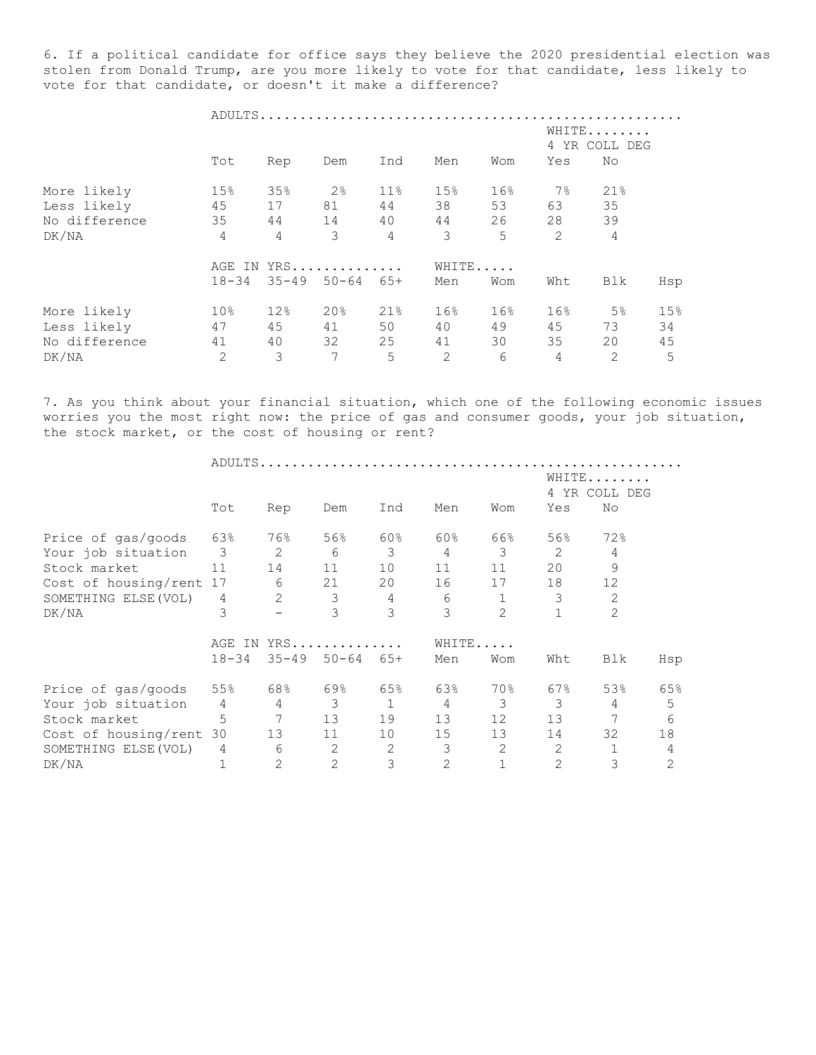6. If a political candidate for office says they believe the 2020 presidential election was stolen from Donald Trump, are you more likely to vote for that candidate, less likely to vote for that candidate, or doesn't it make a difference?

| | ADULTS | | | | | | | |
|---|---|---|---|---|---|---|---|---|
| | | | | | | | WHITE 4 YR COLL DEG | |
| | Tot | Rep | Dem | Ind | Men | Wom | Yes | No |
| More likely | 15% | 35% | 2% | 11% | 15% | 16% | 7% | 21% |
| Less likely | 45 | 17 | 81 | 44 | 38 | 53 | 63 | 35 |
| No difference | 35 | 44 | 14 | 40 | 44 | 26 | 28 | 39 |
| DK/NA | 4 | 4 | 3 | 4 | 3 | 5 | 2 | 4 |

| | AGE IN YRS | | | | WHITE | | | | |
|---|---|---|---|---|---|---|---|---|---|
| | 18-34 | 35-49 | 50-64 | 65+ | Men | Wom | Wht | Blk | Hsp |
| More likely | 10% | 12% | 20% | 21% | 16% | 16% | 16% | 5% | 15% |
| Less likely | 47 | 45 | 41 | 50 | 40 | 49 | 45 | 73 | 34 |
| No difference | 41 | 40 | 32 | 25 | 41 | 30 | 35 | 20 | 45 |
| DK/NA | 2 | 3 | 7 | 5 | 2 | 6 | 4 | 2 | 5 |

7. As you think about your financial situation, which one of the following economic issues worries you the most right now: the price of gas and consumer goods, your job situation, the stock market, or the cost of housing or rent?

| | ADULTS | | | | | | | |
|---|---|---|---|---|---|---|---|---|
| | | | | | | | WHITE 4 YR COLL DEG | |
| | Tot | Rep | Dem | Ind | Men | Wom | Yes | No |
| Price of gas/goods | 63% | 76% | 56% | 60% | 60% | 66% | 56% | 72% |
| Your job situation | 3 | 2 | 6 | 3 | 4 | 3 | 2 | 4 |
| Stock market | 11 | 14 | 11 | 10 | 11 | 11 | 20 | 9 |
| Cost of housing/rent | 17 | 6 | 21 | 20 | 16 | 17 | 18 | 12 |
| SOMETHING ELSE(VOL) | 4 | 2 | 3 | 4 | 6 | 1 | 3 | 2 |
| DK/NA | 3 | - | 3 | 3 | 3 | 2 | 1 | 2 |

| | AGE IN YRS | | | | WHITE | | | | |
|---|---|---|---|---|---|---|---|---|---|
| | 18-34 | 35-49 | 50-64 | 65+ | Men | Wom | Wht | Blk | Hsp |
| Price of gas/goods | 55% | 68% | 69% | 65% | 63% | 70% | 67% | 53% | 65% |
| Your job situation | 4 | 4 | 3 | 1 | 4 | 3 | 3 | 4 | 5 |
| Stock market | 5 | 7 | 13 | 19 | 13 | 12 | 13 | 7 | 6 |
| Cost of housing/rent | 30 | 13 | 11 | 10 | 15 | 13 | 14 | 32 | 18 |
| SOMETHING ELSE(VOL) | 4 | 6 | 2 | 2 | 3 | 2 | 2 | 1 | 4 |
| DK/NA | 1 | 2 | 2 | 3 | 2 | 1 | 2 | 3 | 2 |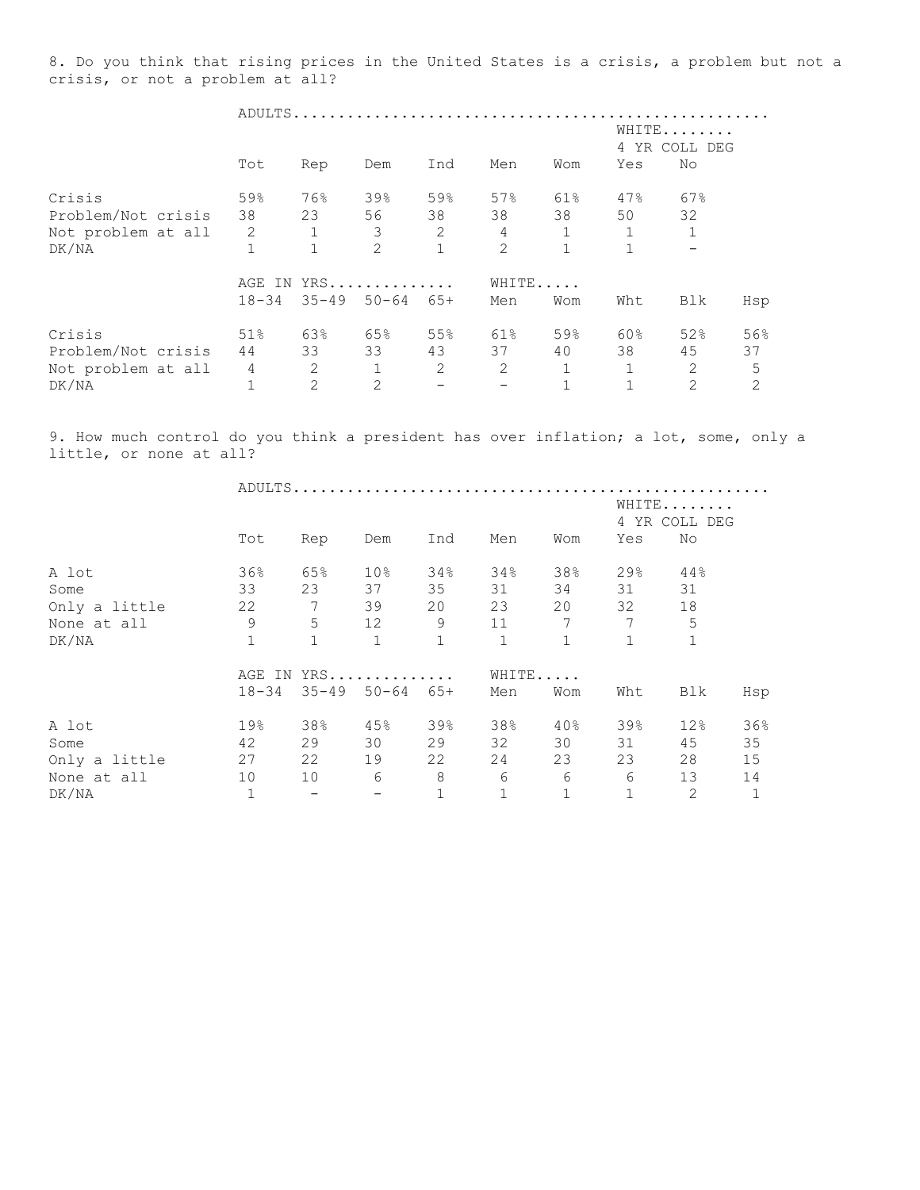8. Do you think that rising prices in the United States is a crisis, a problem but not a crisis, or not a problem at all?

| | ADULTS | | | | | | | |
|---|---|---|---|---|---|---|---|---|
| | | | | | | | WHITE 4 YR COLL DEG | |
| | Tot | Rep | Dem | Ind | Men | Wom | Yes | No |
| Crisis | 59% | 76% | 39% | 59% | 57% | 61% | 47% | 67% |
| Problem/Not crisis | 38 | 23 | 56 | 38 | 38 | 38 | 50 | 32 |
| Not problem at all | 2 | 1 | 3 | 2 | 4 | 1 | 1 | 1 |
| DK/NA | 1 | 1 | 2 | 1 | 2 | 1 | 1 | - |

| | AGE IN YRS | | | | WHITE | | | | |
|---|---|---|---|---|---|---|---|---|---|
| | 18-34 | 35-49 | 50-64 | 65+ | Men | Wom | Wht | Blk | Hsp |
| Crisis | 51% | 63% | 65% | 55% | 61% | 59% | 60% | 52% | 56% |
| Problem/Not crisis | 44 | 33 | 33 | 43 | 37 | 40 | 38 | 45 | 37 |
| Not problem at all | 4 | 2 | 1 | 2 | 2 | 1 | 1 | 2 | 5 |
| DK/NA | 1 | 2 | 2 | - | - | 1 | 1 | 2 | 2 |

9. How much control do you think a president has over inflation; a lot, some, only a little, or none at all?

| | ADULTS | | | | | | | |
|---|---|---|---|---|---|---|---|---|
| | | | | | | | WHITE 4 YR COLL DEG | |
| | Tot | Rep | Dem | Ind | Men | Wom | Yes | No |
| A lot | 36% | 65% | 10% | 34% | 34% | 38% | 29% | 44% |
| Some | 33 | 23 | 37 | 35 | 31 | 34 | 31 | 31 |
| Only a little | 22 | 7 | 39 | 20 | 23 | 20 | 32 | 18 |
| None at all | 9 | 5 | 12 | 9 | 11 | 7 | 7 | 5 |
| DK/NA | 1 | 1 | 1 | 1 | 1 | 1 | 1 | 1 |

| | AGE IN YRS | | | | WHITE | | | | |
|---|---|---|---|---|---|---|---|---|---|
| | 18-34 | 35-49 | 50-64 | 65+ | Men | Wom | Wht | Blk | Hsp |
| A lot | 19% | 38% | 45% | 39% | 38% | 40% | 39% | 12% | 36% |
| Some | 42 | 29 | 30 | 29 | 32 | 30 | 31 | 45 | 35 |
| Only a little | 27 | 22 | 19 | 22 | 24 | 23 | 23 | 28 | 15 |
| None at all | 10 | 10 | 6 | 8 | 6 | 6 | 6 | 13 | 14 |
| DK/NA | 1 | - | - | 1 | 1 | 1 | 1 | 2 | 1 |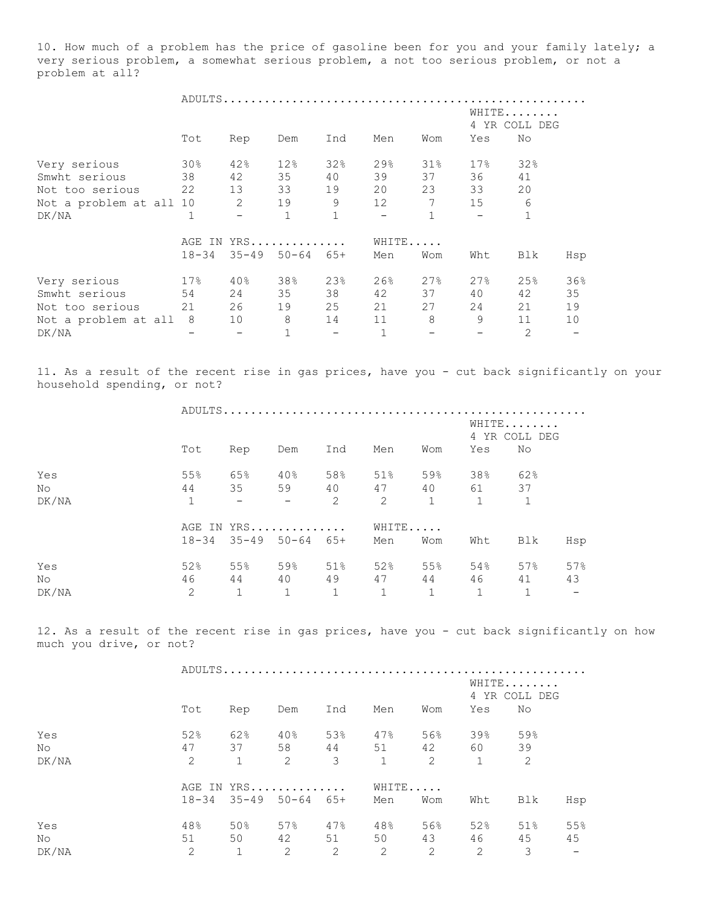10. How much of a problem has the price of gasoline been for you and your family lately; a very serious problem, a somewhat serious problem, a not too serious problem, or not a problem at all?

| | ADULTS | | | | | | WHITE 4 YR COLL DEG | |
|---|---|---|---|---|---|---|---|---|
| | Tot | Rep | Dem | Ind | Men | Wom | Yes | No |
| Very serious | 30% | 42% | 12% | 32% | 29% | 31% | 17% | 32% |
| Smwht serious | 38 | 42 | 35 | 40 | 39 | 37 | 36 | 41 |
| Not too serious | 22 | 13 | 33 | 19 | 20 | 23 | 33 | 20 |
| Not a problem at all | 10 | 2 | 19 | 9 | 12 | 7 | 15 | 6 |
| DK/NA | 1 | - | 1 | 1 | - | 1 | - | 1 |

| | AGE IN YRS | | | | WHITE | | | | |
|---|---|---|---|---|---|---|---|---|---|
| | 18-34 | 35-49 | 50-64 | 65+ | Men | Wom | Wht | Blk | Hsp |
| Very serious | 17% | 40% | 38% | 23% | 26% | 27% | 27% | 25% | 36% |
| Smwht serious | 54 | 24 | 35 | 38 | 42 | 37 | 40 | 42 | 35 |
| Not too serious | 21 | 26 | 19 | 25 | 21 | 27 | 24 | 21 | 19 |
| Not a problem at all | 8 | 10 | 8 | 14 | 11 | 8 | 9 | 11 | 10 |
| DK/NA | - | - | 1 | - | 1 | - | - | 2 | - |

11. As a result of the recent rise in gas prices, have you - cut back significantly on your household spending, or not?

| | ADULTS | | | | | | WHITE 4 YR COLL DEG | |
|---|---|---|---|---|---|---|---|---|
| | Tot | Rep | Dem | Ind | Men | Wom | Yes | No |
| Yes | 55% | 65% | 40% | 58% | 51% | 59% | 38% | 62% |
| No | 44 | 35 | 59 | 40 | 47 | 40 | 61 | 37 |
| DK/NA | 1 | - | - | 2 | 2 | 1 | 1 | 1 |

| | AGE IN YRS | | | | WHITE | | | | |
|---|---|---|---|---|---|---|---|---|---|
| | 18-34 | 35-49 | 50-64 | 65+ | Men | Wom | Wht | Blk | Hsp |
| Yes | 52% | 55% | 59% | 51% | 52% | 55% | 54% | 57% | 57% |
| No | 46 | 44 | 40 | 49 | 47 | 44 | 46 | 41 | 43 |
| DK/NA | 2 | 1 | 1 | 1 | 1 | 1 | 1 | 1 | - |

12. As a result of the recent rise in gas prices, have you - cut back significantly on how much you drive, or not?

| | ADULTS | | | | | | WHITE 4 YR COLL DEG | |
|---|---|---|---|---|---|---|---|---|
| | Tot | Rep | Dem | Ind | Men | Wom | Yes | No |
| Yes | 52% | 62% | 40% | 53% | 47% | 56% | 39% | 59% |
| No | 47 | 37 | 58 | 44 | 51 | 42 | 60 | 39 |
| DK/NA | 2 | 1 | 2 | 3 | 1 | 2 | 1 | 2 |

| | AGE IN YRS | | | | WHITE | | | | |
|---|---|---|---|---|---|---|---|---|---|
| | 18-34 | 35-49 | 50-64 | 65+ | Men | Wom | Wht | Blk | Hsp |
| Yes | 48% | 50% | 57% | 47% | 48% | 56% | 52% | 51% | 55% |
| No | 51 | 50 | 42 | 51 | 50 | 43 | 46 | 45 | 45 |
| DK/NA | 2 | 1 | 2 | 2 | 2 | 2 | 2 | 3 | - |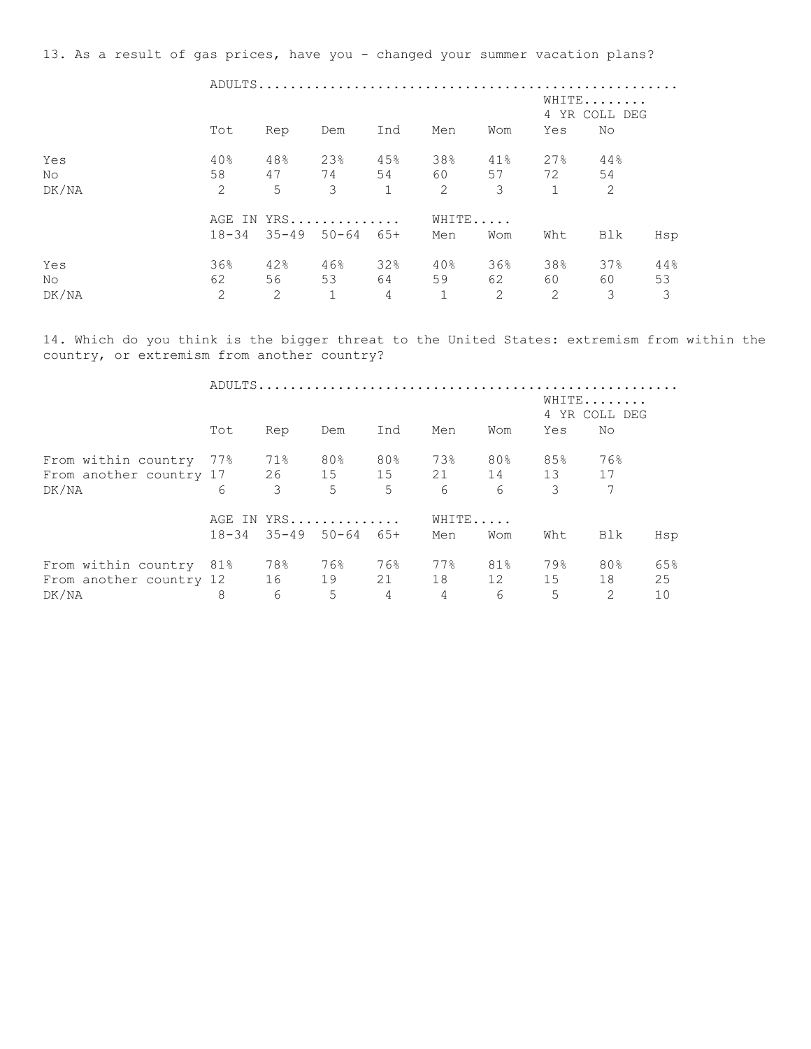13. As a result of gas prices, have you - changed your summer vacation plans?

| | ADULTS | | | | | | WHITE 4 YR COLL DEG | |
|---|---|---|---|---|---|---|---|---|
| | Tot | Rep | Dem | Ind | Men | Wom | Yes | No |
| Yes | 40% | 48% | 23% | 45% | 38% | 41% | 27% | 44% |
| No | 58 | 47 | 74 | 54 | 60 | 57 | 72 | 54 |
| DK/NA | 2 | 5 | 3 | 1 | 2 | 3 | 1 | 2 |

| | AGE IN YRS | | | | WHITE | | | | |
|---|---|---|---|---|---|---|---|---|---|
| | 18-34 | 35-49 | 50-64 | 65+ | Men | Wom | Wht | Blk | Hsp |
| Yes | 36% | 42% | 46% | 32% | 40% | 36% | 38% | 37% | 44% |
| No | 62 | 56 | 53 | 64 | 59 | 62 | 60 | 60 | 53 |
| DK/NA | 2 | 2 | 1 | 4 | 1 | 2 | 2 | 3 | 3 |

14. Which do you think is the bigger threat to the United States: extremism from within the country, or extremism from another country?

| | ADULTS | | | | | | WHITE 4 YR COLL DEG | |
|---|---|---|---|---|---|---|---|---|
| | Tot | Rep | Dem | Ind | Men | Wom | Yes | No |
| From within country | 77% | 71% | 80% | 80% | 73% | 80% | 85% | 76% |
| From another country | 17 | 26 | 15 | 15 | 21 | 14 | 13 | 17 |
| DK/NA | 6 | 3 | 5 | 5 | 6 | 6 | 3 | 7 |

| | AGE IN YRS | | | | WHITE | | | | |
|---|---|---|---|---|---|---|---|---|---|
| | 18-34 | 35-49 | 50-64 | 65+ | Men | Wom | Wht | Blk | Hsp |
| From within country | 81% | 78% | 76% | 76% | 77% | 81% | 79% | 80% | 65% |
| From another country | 12 | 16 | 19 | 21 | 18 | 12 | 15 | 18 | 25 |
| DK/NA | 8 | 6 | 5 | 4 | 4 | 6 | 5 | 2 | 10 |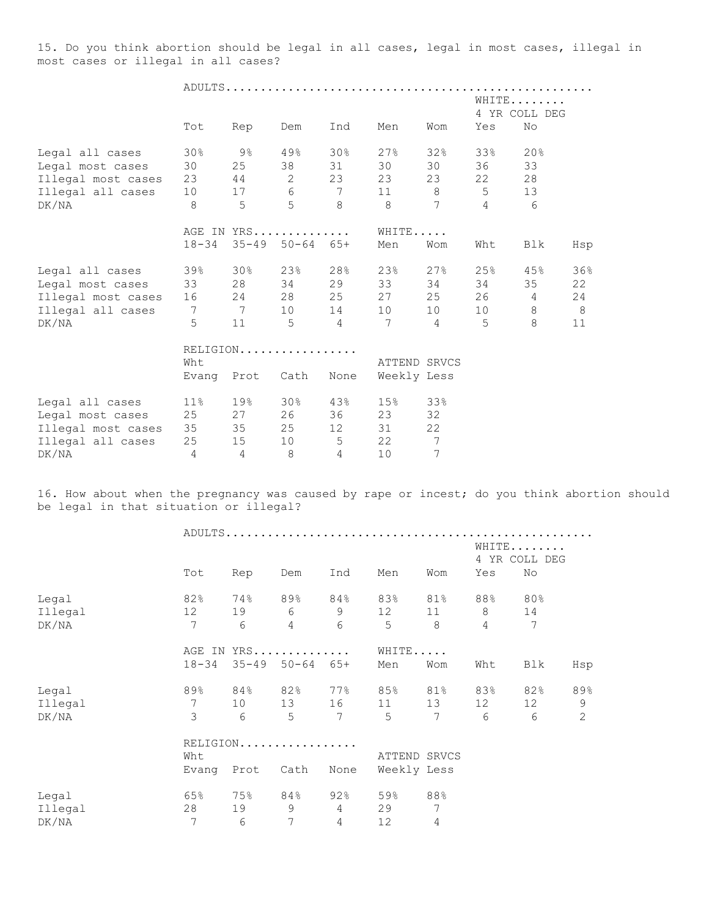15. Do you think abortion should be legal in all cases, legal in most cases, illegal in most cases or illegal in all cases?

| | ADULTS | | | | | | WHITE 4 YR COLL DEG | |
|---|---|---|---|---|---|---|---|---|
| | Tot | Rep | Dem | Ind | Men | Wom | Yes | No |
| Legal all cases | 30% | 9% | 49% | 30% | 27% | 32% | 33% | 20% |
| Legal most cases | 30 | 25 | 38 | 31 | 30 | 30 | 36 | 33 |
| Illegal most cases | 23 | 44 | 2 | 23 | 23 | 23 | 22 | 28 |
| Illegal all cases | 10 | 17 | 6 | 7 | 11 | 8 | 5 | 13 |
| DK/NA | 8 | 5 | 5 | 8 | 8 | 7 | 4 | 6 |

| | AGE IN YRS | | | | WHITE | | | | |
|---|---|---|---|---|---|---|---|---|---|
| | 18-34 | 35-49 | 50-64 | 65+ | Men | Wom | Wht | Blk | Hsp |
| Legal all cases | 39% | 30% | 23% | 28% | 23% | 27% | 25% | 45% | 36% |
| Legal most cases | 33 | 28 | 34 | 29 | 33 | 34 | 34 | 35 | 22 |
| Illegal most cases | 16 | 24 | 28 | 25 | 27 | 25 | 26 | 4 | 24 |
| Illegal all cases | 7 | 7 | 10 | 14 | 10 | 10 | 10 | 8 | 8 |
| DK/NA | 5 | 11 | 5 | 4 | 7 | 4 | 5 | 8 | 11 |

| | RELIGION | | | | ATTEND SRVCS | |
|---|---|---|---|---|---|---|
| | Wht Evang | Prot | Cath | None | Weekly | Less |
| Legal all cases | 11% | 19% | 30% | 43% | 15% | 33% |
| Legal most cases | 25 | 27 | 26 | 36 | 23 | 32 |
| Illegal most cases | 35 | 35 | 25 | 12 | 31 | 22 |
| Illegal all cases | 25 | 15 | 10 | 5 | 22 | 7 |
| DK/NA | 4 | 4 | 8 | 4 | 10 | 7 |

16. How about when the pregnancy was caused by rape or incest; do you think abortion should be legal in that situation or illegal?

| | ADULTS | | | | | | WHITE 4 YR COLL DEG | |
|---|---|---|---|---|---|---|---|---|
| | Tot | Rep | Dem | Ind | Men | Wom | Yes | No |
| Legal | 82% | 74% | 89% | 84% | 83% | 81% | 88% | 80% |
| Illegal | 12 | 19 | 6 | 9 | 12 | 11 | 8 | 14 |
| DK/NA | 7 | 6 | 4 | 6 | 5 | 8 | 4 | 7 |

| | AGE IN YRS | | | | WHITE | | | | |
|---|---|---|---|---|---|---|---|---|---|
| | 18-34 | 35-49 | 50-64 | 65+ | Men | Wom | Wht | Blk | Hsp |
| Legal | 89% | 84% | 82% | 77% | 85% | 81% | 83% | 82% | 89% |
| Illegal | 7 | 10 | 13 | 16 | 11 | 13 | 12 | 12 | 9 |
| DK/NA | 3 | 6 | 5 | 7 | 5 | 7 | 6 | 6 | 2 |

| | RELIGION | | | | ATTEND SRVCS | |
|---|---|---|---|---|---|---|
| | Wht Evang | Prot | Cath | None | Weekly | Less |
| Legal | 65% | 75% | 84% | 92% | 59% | 88% |
| Illegal | 28 | 19 | 9 | 4 | 29 | 7 |
| DK/NA | 7 | 6 | 7 | 4 | 12 | 4 |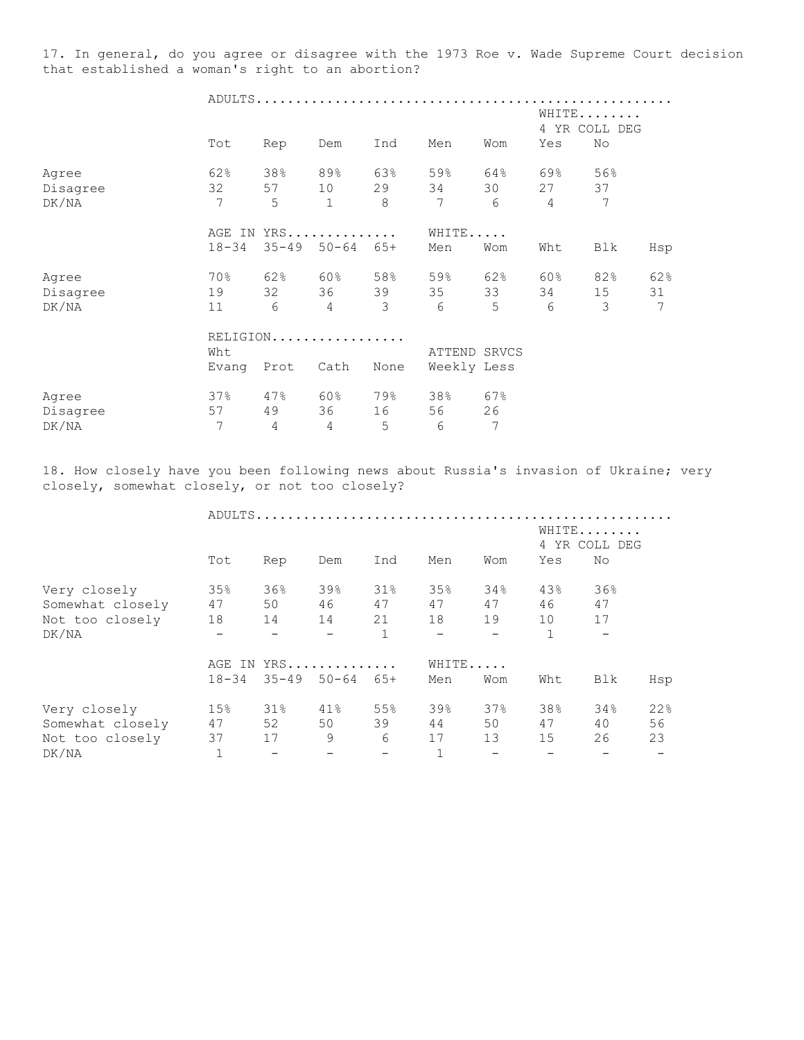17. In general, do you agree or disagree with the 1973 Roe v. Wade Supreme Court decision that established a woman's right to an abortion?

| | ADULTS | | | | | | WHITE 4 YR COLL DEG | |
|---|---|---|---|---|---|---|---|---|
| | Tot | Rep | Dem | Ind | Men | Wom | Yes | No |
| Agree | 62% | 38% | 89% | 63% | 59% | 64% | 69% | 56% |
| Disagree | 32 | 57 | 10 | 29 | 34 | 30 | 27 | 37 |
| DK/NA | 7 | 5 | 1 | 8 | 7 | 6 | 4 | 7 |

| | AGE IN YRS | | | | WHITE | | | | |
|---|---|---|---|---|---|---|---|---|---|
| | 18-34 | 35-49 | 50-64 | 65+ | Men | Wom | Wht | Blk | Hsp |
| Agree | 70% | 62% | 60% | 58% | 59% | 62% | 60% | 82% | 62% |
| Disagree | 19 | 32 | 36 | 39 | 35 | 33 | 34 | 15 | 31 |
| DK/NA | 11 | 6 | 4 | 3 | 6 | 5 | 6 | 3 | 7 |

| | RELIGION | | | | ATTEND SRVCS | |
|---|---|---|---|---|---|---|
| | Wht Evang | Prot | Cath | None | Weekly | Less |
| Agree | 37% | 47% | 60% | 79% | 38% | 67% |
| Disagree | 57 | 49 | 36 | 16 | 56 | 26 |
| DK/NA | 7 | 4 | 4 | 5 | 6 | 7 |

18. How closely have you been following news about Russia's invasion of Ukraine; very closely, somewhat closely, or not too closely?

| | ADULTS | | | | | | WHITE 4 YR COLL DEG | |
|---|---|---|---|---|---|---|---|---|
| | Tot | Rep | Dem | Ind | Men | Wom | Yes | No |
| Very closely | 35% | 36% | 39% | 31% | 35% | 34% | 43% | 36% |
| Somewhat closely | 47 | 50 | 46 | 47 | 47 | 47 | 46 | 47 |
| Not too closely | 18 | 14 | 14 | 21 | 18 | 19 | 10 | 17 |
| DK/NA | - | - | - | 1 | - | - | 1 | - |

| | AGE IN YRS | | | | WHITE | | | | |
|---|---|---|---|---|---|---|---|---|---|
| | 18-34 | 35-49 | 50-64 | 65+ | Men | Wom | Wht | Blk | Hsp |
| Very closely | 15% | 31% | 41% | 55% | 39% | 37% | 38% | 34% | 22% |
| Somewhat closely | 47 | 52 | 50 | 39 | 44 | 50 | 47 | 40 | 56 |
| Not too closely | 37 | 17 | 9 | 6 | 17 | 13 | 15 | 26 | 23 |
| DK/NA | 1 | - | - | - | 1 | - | - | - | - |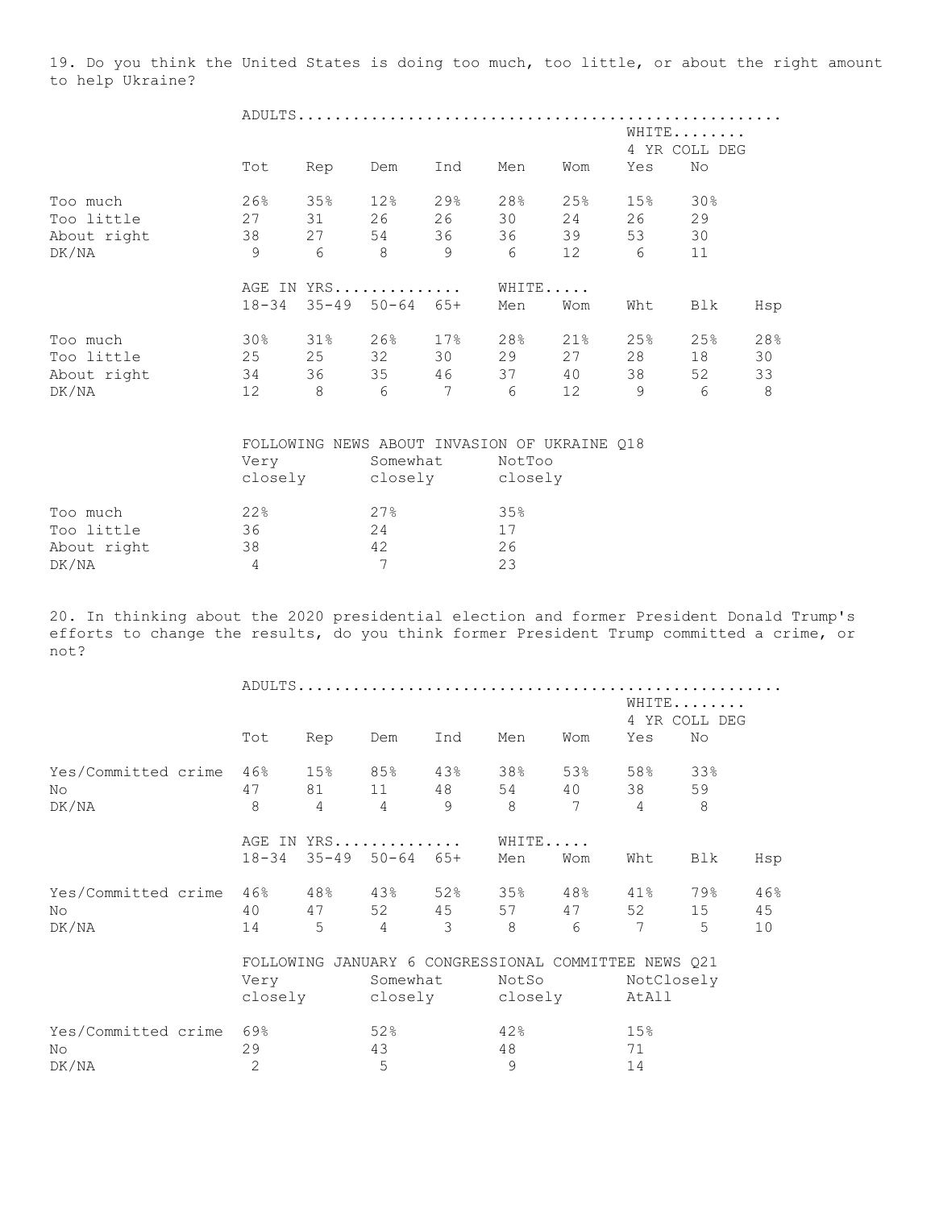19. Do you think the United States is doing too much, too little, or about the right amount to help Ukraine?

| | ADULTS | | | | | | | |
|---|---|---|---|---|---|---|---|---|
| | | | | | | | WHITE 4 YR COLL DEG | |
| | Tot | Rep | Dem | Ind | Men | Wom | Yes | No |
| Too much | 26% | 35% | 12% | 29% | 28% | 25% | 15% | 30% |
| Too little | 27 | 31 | 26 | 26 | 30 | 24 | 26 | 29 |
| About right | 38 | 27 | 54 | 36 | 36 | 39 | 53 | 30 |
| DK/NA | 9 | 6 | 8 | 9 | 6 | 12 | 6 | 11 |

| | AGE IN YRS | | | | WHITE | | | | |
|---|---|---|---|---|---|---|---|---|---|
| | 18-34 | 35-49 | 50-64 | 65+ | Men | Wom | Wht | Blk | Hsp |
| Too much | 30% | 31% | 26% | 17% | 28% | 21% | 25% | 25% | 28% |
| Too little | 25 | 25 | 32 | 30 | 29 | 27 | 28 | 18 | 30 |
| About right | 34 | 36 | 35 | 46 | 37 | 40 | 38 | 52 | 33 |
| DK/NA | 12 | 8 | 6 | 7 | 6 | 12 | 9 | 6 | 8 |

| | FOLLOWING NEWS ABOUT INVASION OF UKRAINE Q18 | | |
|---|---|---|---|
| | Very closely | Somewhat closely | NotToo closely |
| Too much | 22% | 27% | 35% |
| Too little | 36 | 24 | 17 |
| About right | 38 | 42 | 26 |
| DK/NA | 4 | 7 | 23 |

20. In thinking about the 2020 presidential election and former President Donald Trump's efforts to change the results, do you think former President Trump committed a crime, or not?

| | ADULTS | | | | | | | |
|---|---|---|---|---|---|---|---|---|
| | | | | | | | WHITE 4 YR COLL DEG | |
| | Tot | Rep | Dem | Ind | Men | Wom | Yes | No |
| Yes/Committed crime | 46% | 15% | 85% | 43% | 38% | 53% | 58% | 33% |
| No | 47 | 81 | 11 | 48 | 54 | 40 | 38 | 59 |
| DK/NA | 8 | 4 | 4 | 9 | 8 | 7 | 4 | 8 |

| | AGE IN YRS | | | | WHITE | | | | |
|---|---|---|---|---|---|---|---|---|---|
| | 18-34 | 35-49 | 50-64 | 65+ | Men | Wom | Wht | Blk | Hsp |
| Yes/Committed crime | 46% | 48% | 43% | 52% | 35% | 48% | 41% | 79% | 46% |
| No | 40 | 47 | 52 | 45 | 57 | 47 | 52 | 15 | 45 |
| DK/NA | 14 | 5 | 4 | 3 | 8 | 6 | 7 | 5 | 10 |

| | FOLLOWING JANUARY 6 CONGRESSIONAL COMMITTEE NEWS Q21 | | | |
|---|---|---|---|---|
| | Very closely | Somewhat closely | NotSo closely | NotClosely AtAll |
| Yes/Committed crime | 69% | 52% | 42% | 15% |
| No | 29 | 43 | 48 | 71 |
| DK/NA | 2 | 5 | 9 | 14 |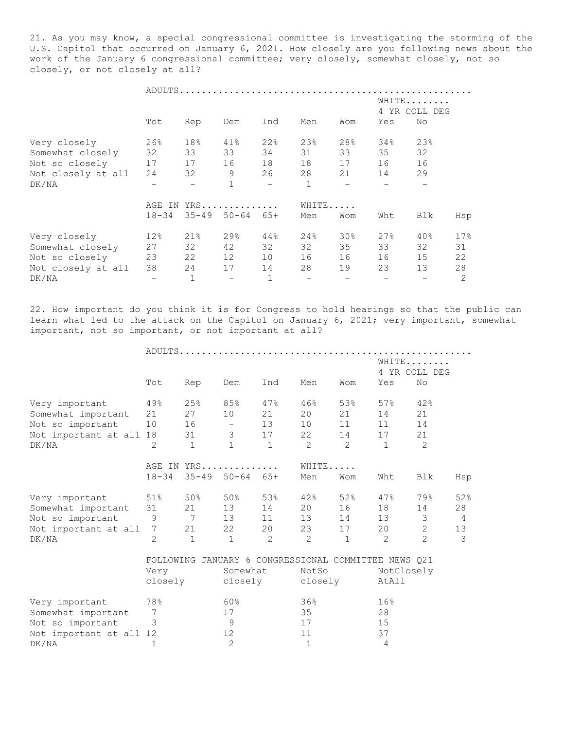21. As you may know, a special congressional committee is investigating the storming of the U.S. Capitol that occurred on January 6, 2021. How closely are you following news about the work of the January 6 congressional committee; very closely, somewhat closely, not so closely, or not closely at all?

| | ADULTS | | | | | | WHITE 4 YR COLL DEG | |
|---|---|---|---|---|---|---|---|---|
| | Tot | Rep | Dem | Ind | Men | Wom | Yes | No |
| Very closely | 26% | 18% | 41% | 22% | 23% | 28% | 34% | 23% |
| Somewhat closely | 32 | 33 | 33 | 34 | 31 | 33 | 35 | 32 |
| Not so closely | 17 | 17 | 16 | 18 | 18 | 17 | 16 | 16 |
| Not closely at all | 24 | 32 | 9 | 26 | 28 | 21 | 14 | 29 |
| DK/NA | - | - | 1 | - | 1 | - | - | - |

| | AGE IN YRS | | | | WHITE | | | | |
|---|---|---|---|---|---|---|---|---|---|
| | 18-34 | 35-49 | 50-64 | 65+ | Men | Wom | Wht | Blk | Hsp |
| Very closely | 12% | 21% | 29% | 44% | 24% | 30% | 27% | 40% | 17% |
| Somewhat closely | 27 | 32 | 42 | 32 | 32 | 35 | 33 | 32 | 31 |
| Not so closely | 23 | 22 | 12 | 10 | 16 | 16 | 16 | 15 | 22 |
| Not closely at all | 38 | 24 | 17 | 14 | 28 | 19 | 23 | 13 | 28 |
| DK/NA | - | 1 | - | 1 | - | - | - | - | 2 |

22. How important do you think it is for Congress to hold hearings so that the public can learn what led to the attack on the Capitol on January 6, 2021; very important, somewhat important, not so important, or not important at all?

| | ADULTS | | | | | | WHITE 4 YR COLL DEG | |
|---|---|---|---|---|---|---|---|---|
| | Tot | Rep | Dem | Ind | Men | Wom | Yes | No |
| Very important | 49% | 25% | 85% | 47% | 46% | 53% | 57% | 42% |
| Somewhat important | 21 | 27 | 10 | 21 | 20 | 21 | 14 | 21 |
| Not so important | 10 | 16 | - | 13 | 10 | 11 | 11 | 14 |
| Not important at all | 18 | 31 | 3 | 17 | 22 | 14 | 17 | 21 |
| DK/NA | 2 | 1 | 1 | 1 | 2 | 2 | 1 | 2 |

| | AGE IN YRS | | | | WHITE | | | | |
|---|---|---|---|---|---|---|---|---|---|
| | 18-34 | 35-49 | 50-64 | 65+ | Men | Wom | Wht | Blk | Hsp |
| Very important | 51% | 50% | 50% | 53% | 42% | 52% | 47% | 79% | 52% |
| Somewhat important | 31 | 21 | 13 | 14 | 20 | 16 | 18 | 14 | 28 |
| Not so important | 9 | 7 | 13 | 11 | 13 | 14 | 13 | 3 | 4 |
| Not important at all | 7 | 21 | 22 | 20 | 23 | 17 | 20 | 2 | 13 |
| DK/NA | 2 | 1 | 1 | 2 | 2 | 1 | 2 | 2 | 3 |

| | FOLLOWING JANUARY 6 CONGRESSIONAL COMMITTEE NEWS Q21 | | | |
|---|---|---|---|---|
| | Very closely | Somewhat closely | NotSo closely | NotClosely AtAll |
| Very important | 78% | 60% | 36% | 16% |
| Somewhat important | 7 | 17 | 35 | 28 |
| Not so important | 3 | 9 | 17 | 15 |
| Not important at all | 12 | 12 | 11 | 37 |
| DK/NA | 1 | 2 | 1 | 4 |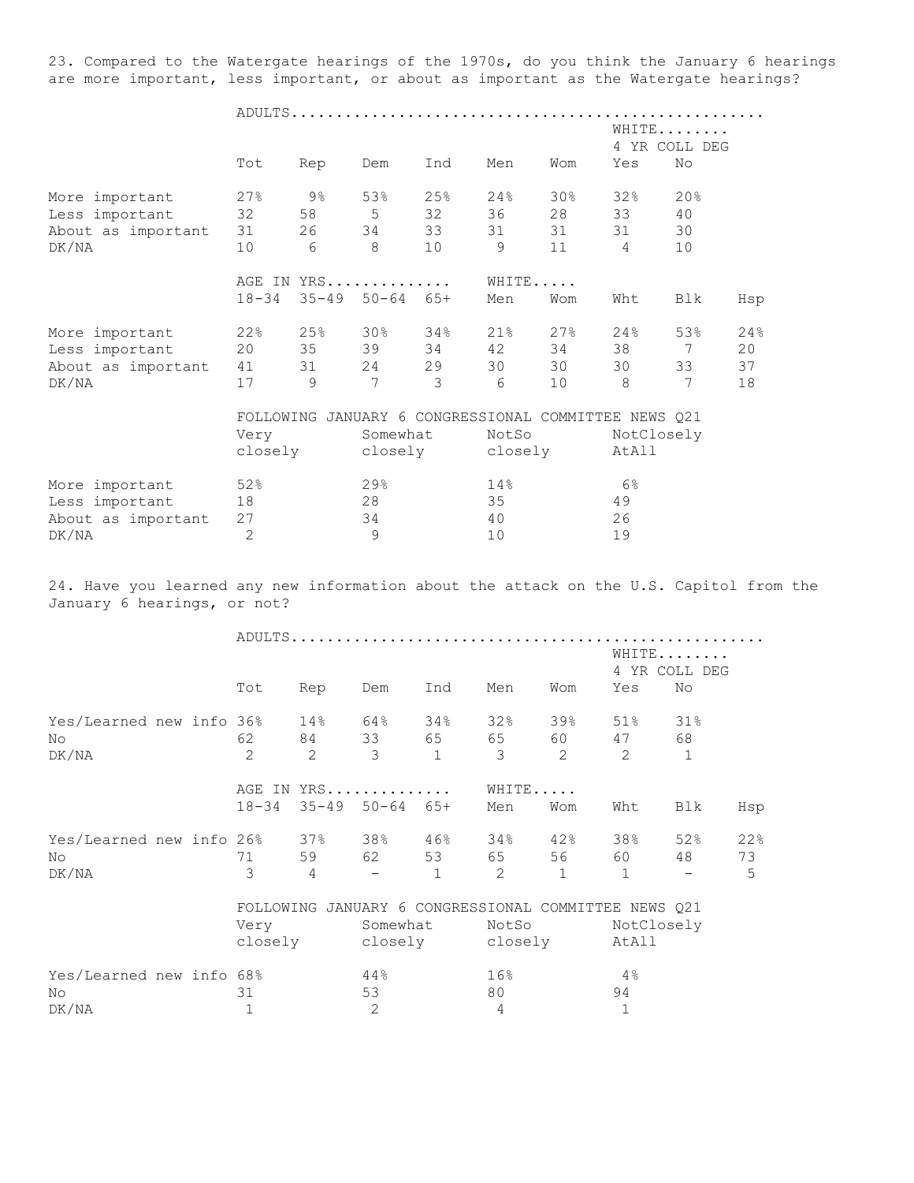23. Compared to the Watergate hearings of the 1970s, do you think the January 6 hearings are more important, less important, or about as important as the Watergate hearings?

| | ADULTS | | | | | | WHITE 4 YR COLL DEG | |
|---|---|---|---|---|---|---|---|---|
| | Tot | Rep | Dem | Ind | Men | Wom | Yes | No |
| More important | 27% | 9% | 53% | 25% | 24% | 30% | 32% | 20% |
| Less important | 32 | 58 | 5 | 32 | 36 | 28 | 33 | 40 |
| About as important | 31 | 26 | 34 | 33 | 31 | 31 | 31 | 30 |
| DK/NA | 10 | 6 | 8 | 10 | 9 | 11 | 4 | 10 |

| | AGE IN YRS | | | | WHITE | | | | |
|---|---|---|---|---|---|---|---|---|---|
| | 18-34 | 35-49 | 50-64 | 65+ | Men | Wom | Wht | Blk | Hsp |
| More important | 22% | 25% | 30% | 34% | 21% | 27% | 24% | 53% | 24% |
| Less important | 20 | 35 | 39 | 34 | 42 | 34 | 38 | 7 | 20 |
| About as important | 41 | 31 | 24 | 29 | 30 | 30 | 30 | 33 | 37 |
| DK/NA | 17 | 9 | 7 | 3 | 6 | 10 | 8 | 7 | 18 |

| | FOLLOWING JANUARY 6 CONGRESSIONAL COMMITTEE NEWS Q21 | | | |
|---|---|---|---|---|
| | Very closely | Somewhat closely | NotSo closely | NotClosely AtAll |
| More important | 52% | 29% | 14% | 6% |
| Less important | 18 | 28 | 35 | 49 |
| About as important | 27 | 34 | 40 | 26 |
| DK/NA | 2 | 9 | 10 | 19 |

24. Have you learned any new information about the attack on the U.S. Capitol from the January 6 hearings, or not?

| | ADULTS | | | | | | WHITE 4 YR COLL DEG | |
|---|---|---|---|---|---|---|---|---|
| | Tot | Rep | Dem | Ind | Men | Wom | Yes | No |
| Yes/Learned new info | 36% | 14% | 64% | 34% | 32% | 39% | 51% | 31% |
| No | 62 | 84 | 33 | 65 | 65 | 60 | 47 | 68 |
| DK/NA | 2 | 2 | 3 | 1 | 3 | 2 | 2 | 1 |

| | AGE IN YRS | | | | WHITE | | | | |
|---|---|---|---|---|---|---|---|---|---|
| | 18-34 | 35-49 | 50-64 | 65+ | Men | Wom | Wht | Blk | Hsp |
| Yes/Learned new info | 26% | 37% | 38% | 46% | 34% | 42% | 38% | 52% | 22% |
| No | 71 | 59 | 62 | 53 | 65 | 56 | 60 | 48 | 73 |
| DK/NA | 3 | 4 | - | 1 | 2 | 1 | 1 | - | 5 |

| | FOLLOWING JANUARY 6 CONGRESSIONAL COMMITTEE NEWS Q21 | | | |
|---|---|---|---|---|
| | Very closely | Somewhat closely | NotSo closely | NotClosely AtAll |
| Yes/Learned new info | 68% | 44% | 16% | 4% |
| No | 31 | 53 | 80 | 94 |
| DK/NA | 1 | 2 | 4 | 1 |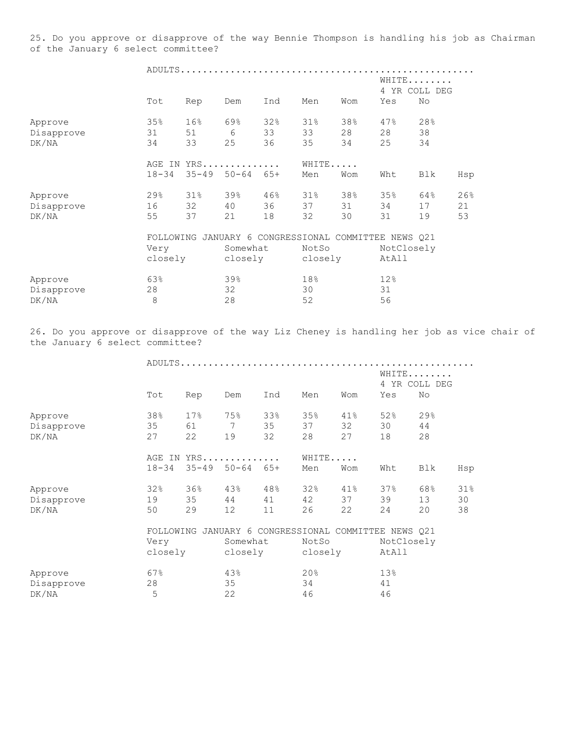25. Do you approve or disapprove of the way Bennie Thompson is handling his job as Chairman of the January 6 select committee?

| | ADULTS | | | | | | | |
|---|---|---|---|---|---|---|---|---|
| | | | | | | | WHITE 4 YR COLL DEG | |
| | Tot | Rep | Dem | Ind | Men | Wom | Yes | No |
| Approve | 35% | 16% | 69% | 32% | 31% | 38% | 47% | 28% |
| Disapprove | 31 | 51 | 6 | 33 | 33 | 28 | 28 | 38 |
| DK/NA | 34 | 33 | 25 | 36 | 35 | 34 | 25 | 34 |

| | AGE IN YRS | | | | WHITE | | | | |
|---|---|---|---|---|---|---|---|---|---|
| | 18-34 | 35-49 | 50-64 | 65+ | Men | Wom | Wht | Blk | Hsp |
| Approve | 29% | 31% | 39% | 46% | 31% | 38% | 35% | 64% | 26% |
| Disapprove | 16 | 32 | 40 | 36 | 37 | 31 | 34 | 17 | 21 |
| DK/NA | 55 | 37 | 21 | 18 | 32 | 30 | 31 | 19 | 53 |

| | FOLLOWING JANUARY 6 CONGRESSIONAL COMMITTEE NEWS Q21 | | | |
|---|---|---|---|---|
| | Very closely | Somewhat closely | NotSo closely | NotClosely AtAll |
| Approve | 63% | 39% | 18% | 12% |
| Disapprove | 28 | 32 | 30 | 31 |
| DK/NA | 8 | 28 | 52 | 56 |

26. Do you approve or disapprove of the way Liz Cheney is handling her job as vice chair of the January 6 select committee?

| | ADULTS | | | | | | | |
|---|---|---|---|---|---|---|---|---|
| | | | | | | | WHITE 4 YR COLL DEG | |
| | Tot | Rep | Dem | Ind | Men | Wom | Yes | No |
| Approve | 38% | 17% | 75% | 33% | 35% | 41% | 52% | 29% |
| Disapprove | 35 | 61 | 7 | 35 | 37 | 32 | 30 | 44 |
| DK/NA | 27 | 22 | 19 | 32 | 28 | 27 | 18 | 28 |

| | AGE IN YRS | | | | WHITE | | | | |
|---|---|---|---|---|---|---|---|---|---|
| | 18-34 | 35-49 | 50-64 | 65+ | Men | Wom | Wht | Blk | Hsp |
| Approve | 32% | 36% | 43% | 48% | 32% | 41% | 37% | 68% | 31% |
| Disapprove | 19 | 35 | 44 | 41 | 42 | 37 | 39 | 13 | 30 |
| DK/NA | 50 | 29 | 12 | 11 | 26 | 22 | 24 | 20 | 38 |

| | FOLLOWING JANUARY 6 CONGRESSIONAL COMMITTEE NEWS Q21 | | | |
|---|---|---|---|---|
| | Very closely | Somewhat closely | NotSo closely | NotClosely AtAll |
| Approve | 67% | 43% | 20% | 13% |
| Disapprove | 28 | 35 | 34 | 41 |
| DK/NA | 5 | 22 | 46 | 46 |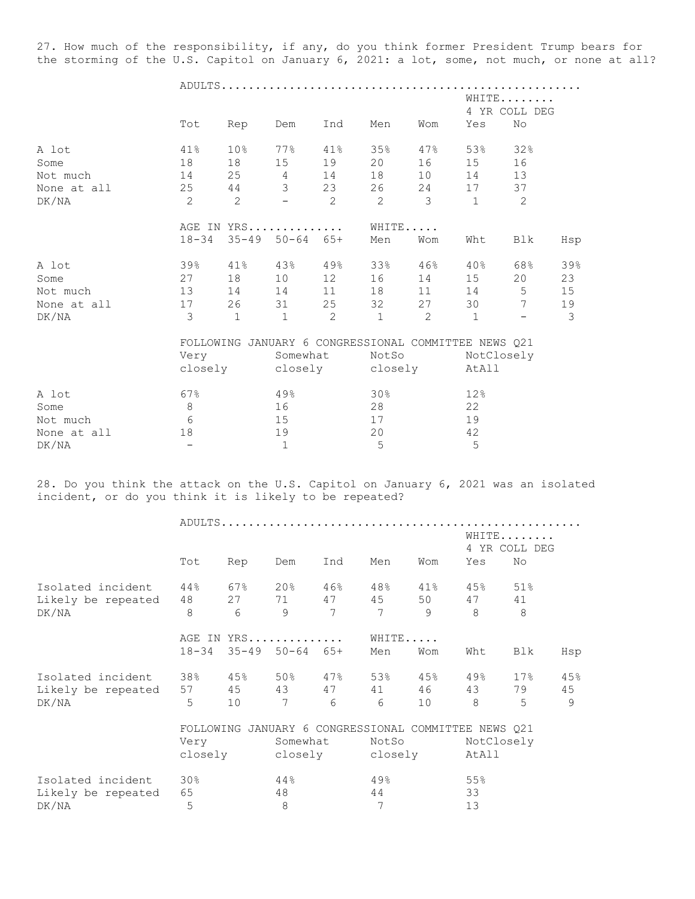27. How much of the responsibility, if any, do you think former President Trump bears for the storming of the U.S. Capitol on January 6, 2021: a lot, some, not much, or none at all?

| | ADULTS | | | | | | WHITE 4 YR COLL DEG | |
|---|---|---|---|---|---|---|---|---|
| | Tot | Rep | Dem | Ind | Men | Wom | Yes | No |
| A lot | 41% | 10% | 77% | 41% | 35% | 47% | 53% | 32% |
| Some | 18 | 18 | 15 | 19 | 20 | 16 | 15 | 16 |
| Not much | 14 | 25 | 4 | 14 | 18 | 10 | 14 | 13 |
| None at all | 25 | 44 | 3 | 23 | 26 | 24 | 17 | 37 |
| DK/NA | 2 | 2 | - | 2 | 2 | 3 | 1 | 2 |

| | AGE IN YRS | | | | WHITE | | | | |
|---|---|---|---|---|---|---|---|---|---|
| | 18-34 | 35-49 | 50-64 | 65+ | Men | Wom | Wht | Blk | Hsp |
| A lot | 39% | 41% | 43% | 49% | 33% | 46% | 40% | 68% | 39% |
| Some | 27 | 18 | 10 | 12 | 16 | 14 | 15 | 20 | 23 |
| Not much | 13 | 14 | 14 | 11 | 18 | 11 | 14 | 5 | 15 |
| None at all | 17 | 26 | 31 | 25 | 32 | 27 | 30 | 7 | 19 |
| DK/NA | 3 | 1 | 1 | 2 | 1 | 2 | 1 | - | 3 |

| | FOLLOWING JANUARY 6 CONGRESSIONAL COMMITTEE NEWS Q21 | | | |
|---|---|---|---|---|
| | Very closely | Somewhat closely | NotSo closely | NotClosely AtAll |
| A lot | 67% | 49% | 30% | 12% |
| Some | 8 | 16 | 28 | 22 |
| Not much | 6 | 15 | 17 | 19 |
| None at all | 18 | 19 | 20 | 42 |
| DK/NA | - | 1 | 5 | 5 |

28. Do you think the attack on the U.S. Capitol on January 6, 2021 was an isolated incident, or do you think it is likely to be repeated?

| | ADULTS | | | | | | WHITE 4 YR COLL DEG | |
|---|---|---|---|---|---|---|---|---|
| | Tot | Rep | Dem | Ind | Men | Wom | Yes | No |
| Isolated incident | 44% | 67% | 20% | 46% | 48% | 41% | 45% | 51% |
| Likely be repeated | 48 | 27 | 71 | 47 | 45 | 50 | 47 | 41 |
| DK/NA | 8 | 6 | 9 | 7 | 7 | 9 | 8 | 8 |

| | AGE IN YRS | | | | WHITE | | | | |
|---|---|---|---|---|---|---|---|---|---|
| | 18-34 | 35-49 | 50-64 | 65+ | Men | Wom | Wht | Blk | Hsp |
| Isolated incident | 38% | 45% | 50% | 47% | 53% | 45% | 49% | 17% | 45% |
| Likely be repeated | 57 | 45 | 43 | 47 | 41 | 46 | 43 | 79 | 45 |
| DK/NA | 5 | 10 | 7 | 6 | 6 | 10 | 8 | 5 | 9 |

| | FOLLOWING JANUARY 6 CONGRESSIONAL COMMITTEE NEWS Q21 | | | |
|---|---|---|---|---|
| | Very closely | Somewhat closely | NotSo closely | NotClosely AtAll |
| Isolated incident | 30% | 44% | 49% | 55% |
| Likely be repeated | 65 | 48 | 44 | 33 |
| DK/NA | 5 | 8 | 7 | 13 |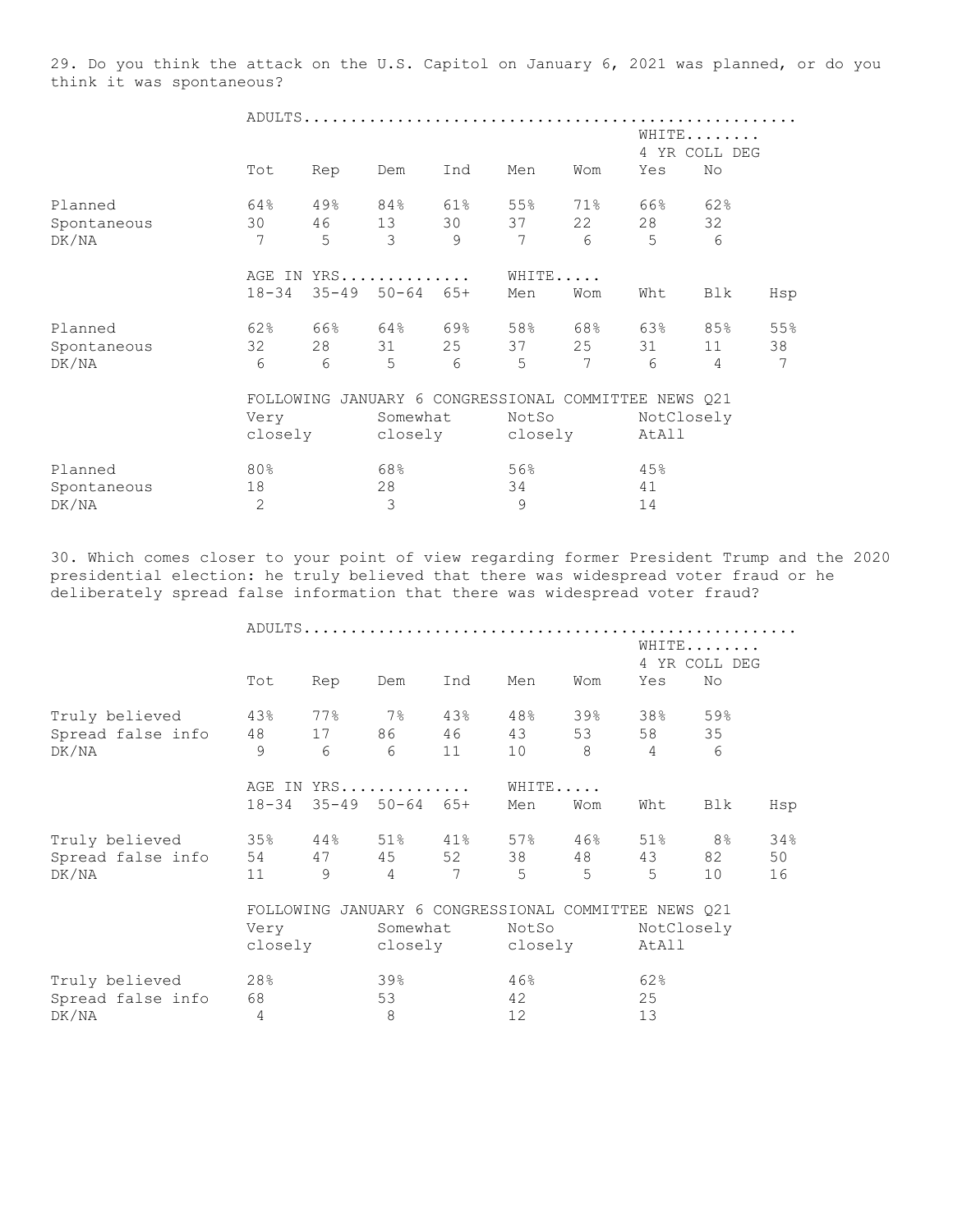29. Do you think the attack on the U.S. Capitol on January 6, 2021 was planned, or do you think it was spontaneous?

| | ADULTS | | | | | | WHITE 4 YR COLL DEG | |
|---|---|---|---|---|---|---|---|---|
| | Tot | Rep | Dem | Ind | Men | Wom | Yes | No |
| Planned | 64% | 49% | 84% | 61% | 55% | 71% | 66% | 62% |
| Spontaneous | 30 | 46 | 13 | 30 | 37 | 22 | 28 | 32 |
| DK/NA | 7 | 5 | 3 | 9 | 7 | 6 | 5 | 6 |

| | AGE IN YRS | | | | WHITE | | | | |
|---|---|---|---|---|---|---|---|---|---|
| | 18-34 | 35-49 | 50-64 | 65+ | Men | Wom | Wht | Blk | Hsp |
| Planned | 62% | 66% | 64% | 69% | 58% | 68% | 63% | 85% | 55% |
| Spontaneous | 32 | 28 | 31 | 25 | 37 | 25 | 31 | 11 | 38 |
| DK/NA | 6 | 6 | 5 | 6 | 5 | 7 | 6 | 4 | 7 |

| | FOLLOWING JANUARY 6 CONGRESSIONAL COMMITTEE NEWS Q21 | | | |
|---|---|---|---|---|
| | Very closely | Somewhat closely | NotSo closely | NotClosely AtAll |
| Planned | 80% | 68% | 56% | 45% |
| Spontaneous | 18 | 28 | 34 | 41 |
| DK/NA | 2 | 3 | 9 | 14 |

30. Which comes closer to your point of view regarding former President Trump and the 2020 presidential election: he truly believed that there was widespread voter fraud or he deliberately spread false information that there was widespread voter fraud?

| | ADULTS | | | | | | WHITE 4 YR COLL DEG | |
|---|---|---|---|---|---|---|---|---|
| | Tot | Rep | Dem | Ind | Men | Wom | Yes | No |
| Truly believed | 43% | 77% | 7% | 43% | 48% | 39% | 38% | 59% |
| Spread false info | 48 | 17 | 86 | 46 | 43 | 53 | 58 | 35 |
| DK/NA | 9 | 6 | 6 | 11 | 10 | 8 | 4 | 6 |

| | AGE IN YRS | | | | WHITE | | | | |
|---|---|---|---|---|---|---|---|---|---|
| | 18-34 | 35-49 | 50-64 | 65+ | Men | Wom | Wht | Blk | Hsp |
| Truly believed | 35% | 44% | 51% | 41% | 57% | 46% | 51% | 8% | 34% |
| Spread false info | 54 | 47 | 45 | 52 | 38 | 48 | 43 | 82 | 50 |
| DK/NA | 11 | 9 | 4 | 7 | 5 | 5 | 5 | 10 | 16 |

| | FOLLOWING JANUARY 6 CONGRESSIONAL COMMITTEE NEWS Q21 | | | |
|---|---|---|---|---|
| | Very closely | Somewhat closely | NotSo closely | NotClosely AtAll |
| Truly believed | 28% | 39% | 46% | 62% |
| Spread false info | 68 | 53 | 42 | 25 |
| DK/NA | 4 | 8 | 12 | 13 |